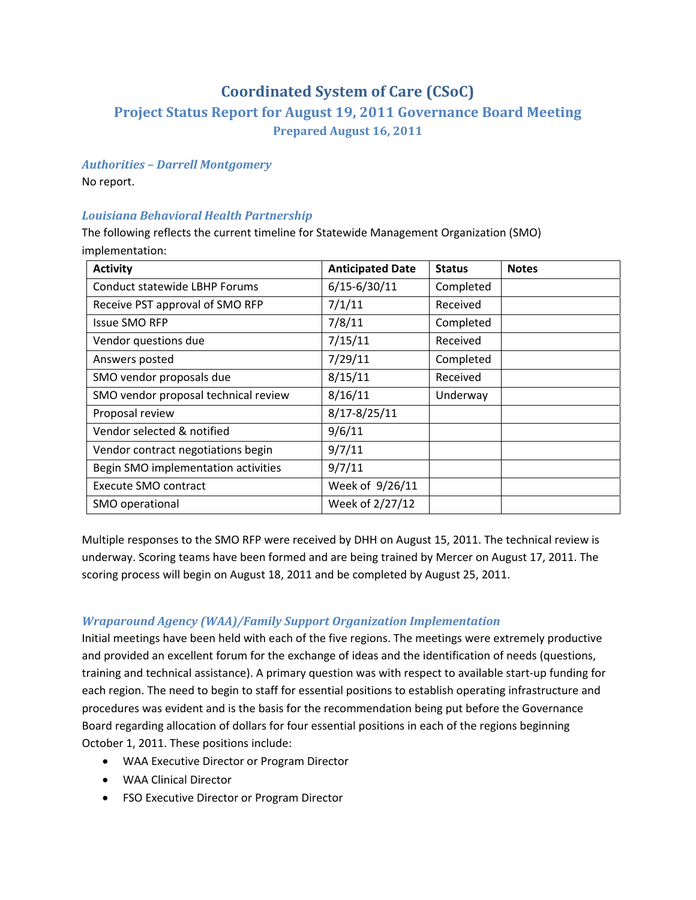# Coordinated System of Care (CSoC)

## Project Status Report for August 19, 2011 Governance Board Meeting

### Prepared August 16, 2011

### *Authorities – Darrell Montgomery*

No report.

### *Louisiana Behavioral Health Partnership*

The following reflects the current timeline for Statewide Management Organization (SMO) implementation:

| Activity | Anticipated Date | Status | Notes |
|---|---|---|---|
| Conduct statewide LBHP Forums | 6/15-6/30/11 | Completed | |
| Receive PST approval of SMO RFP | 7/1/11 | Received | |
| Issue SMO RFP | 7/8/11 | Completed | |
| Vendor questions due | 7/15/11 | Received | |
| Answers posted | 7/29/11 | Completed | |
| SMO vendor proposals due | 8/15/11 | Received | |
| SMO vendor proposal technical review | 8/16/11 | Underway | |
| Proposal review | 8/17-8/25/11 | | |
| Vendor selected & notified | 9/6/11 | | |
| Vendor contract negotiations begin | 9/7/11 | | |
| Begin SMO implementation activities | 9/7/11 | | |
| Execute SMO contract | Week of 9/26/11 | | |
| SMO operational | Week of 2/27/12 | | |

Multiple responses to the SMO RFP were received by DHH on August 15, 2011. The technical review is underway. Scoring teams have been formed and are being trained by Mercer on August 17, 2011. The scoring process will begin on August 18, 2011 and be completed by August 25, 2011.

### *Wraparound Agency (WAA)/Family Support Organization Implementation*

Initial meetings have been held with each of the five regions. The meetings were extremely productive and provided an excellent forum for the exchange of ideas and the identification of needs (questions, training and technical assistance). A primary question was with respect to available start-up funding for each region. The need to begin to staff for essential positions to establish operating infrastructure and procedures was evident and is the basis for the recommendation being put before the Governance Board regarding allocation of dollars for four essential positions in each of the regions beginning October 1, 2011. These positions include:

- WAA Executive Director or Program Director
- WAA Clinical Director
- FSO Executive Director or Program Director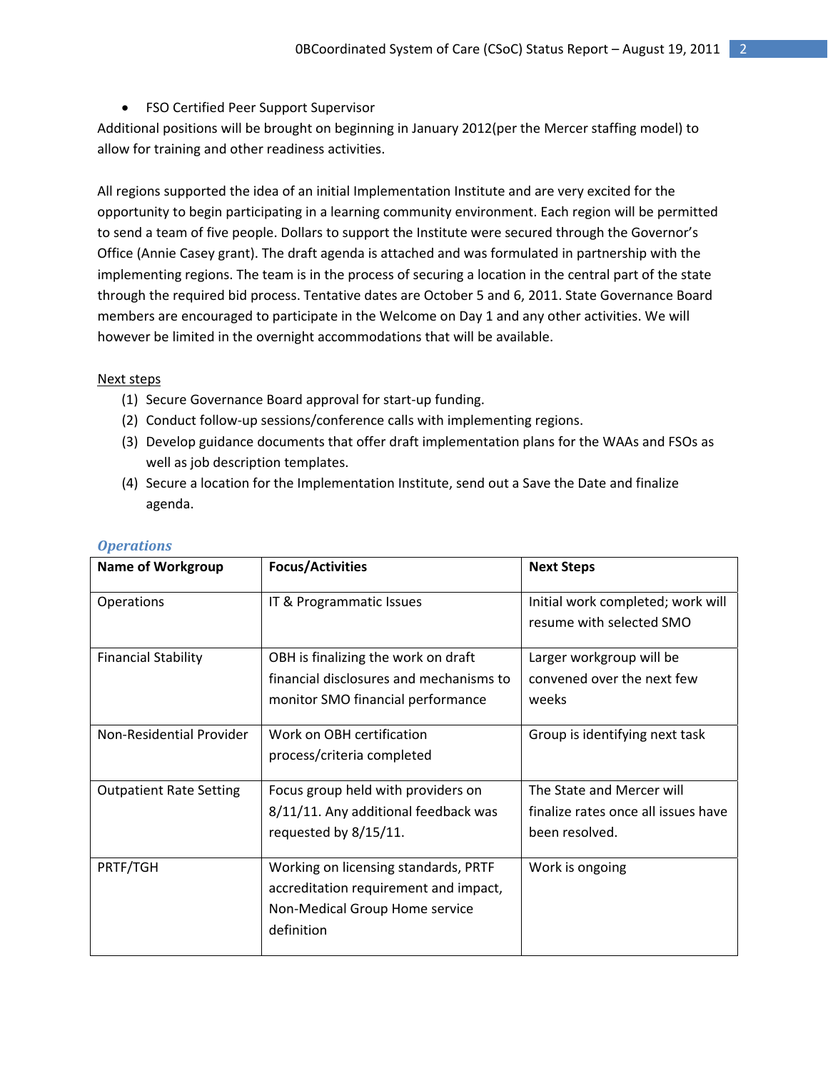- FSO Certified Peer Support Supervisor

Additional positions will be brought on beginning in January 2012(per the Mercer staffing model) to allow for training and other readiness activities.

All regions supported the idea of an initial Implementation Institute and are very excited for the opportunity to begin participating in a learning community environment. Each region will be permitted to send a team of five people. Dollars to support the Institute were secured through the Governor's Office (Annie Casey grant). The draft agenda is attached and was formulated in partnership with the implementing regions. The team is in the process of securing a location in the central part of the state through the required bid process. Tentative dates are October 5 and 6, 2011. State Governance Board members are encouraged to participate in the Welcome on Day 1 and any other activities. We will however be limited in the overnight accommodations that will be available.

Next steps

1. Secure Governance Board approval for start-up funding.
2. Conduct follow-up sessions/conference calls with implementing regions.
3. Develop guidance documents that offer draft implementation plans for the WAAs and FSOs as well as job description templates.
4. Secure a location for the Implementation Institute, send out a Save the Date and finalize agenda.

### *Operations*

| Name of Workgroup | Focus/Activities | Next Steps |
|---|---|---|
| Operations | IT & Programmatic Issues | Initial work completed; work will resume with selected SMO |
| Financial Stability | OBH is finalizing the work on draft financial disclosures and mechanisms to monitor SMO financial performance | Larger workgroup will be convened over the next few weeks |
| Non-Residential Provider | Work on OBH certification process/criteria completed | Group is identifying next task |
| Outpatient Rate Setting | Focus group held with providers on 8/11/11. Any additional feedback was requested by 8/15/11. | The State and Mercer will finalize rates once all issues have been resolved. |
| PRTF/TGH | Working on licensing standards, PRTF accreditation requirement and impact, Non-Medical Group Home service definition | Work is ongoing |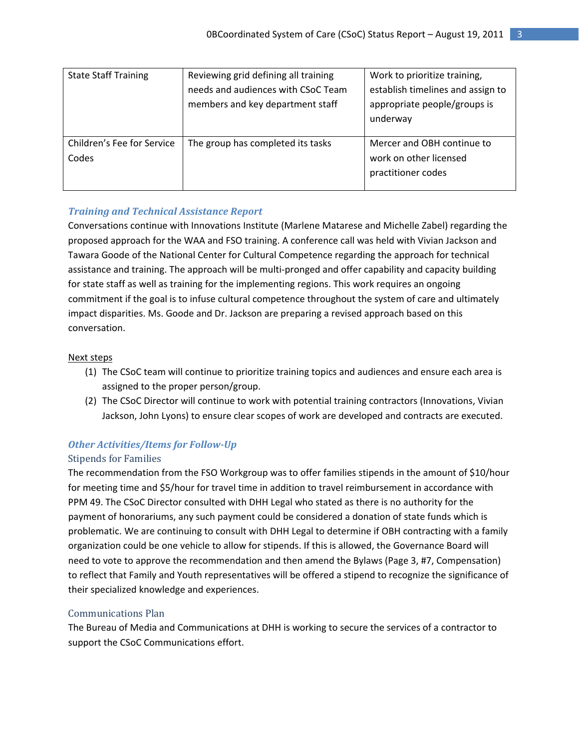| State Staff Training | Reviewing grid defining all training needs and audiences with CSoC Team members and key department staff | Work to prioritize training, establish timelines and assign to appropriate people/groups is underway |
|---|---|---|
| Children's Fee for Service Codes | The group has completed its tasks | Mercer and OBH continue to work on other licensed practitioner codes |

### *Training and Technical Assistance Report*

Conversations continue with Innovations Institute (Marlene Matarese and Michelle Zabel) regarding the proposed approach for the WAA and FSO training. A conference call was held with Vivian Jackson and Tawara Goode of the National Center for Cultural Competence regarding the approach for technical assistance and training. The approach will be multi-pronged and offer capability and capacity building for state staff as well as training for the implementing regions. This work requires an ongoing commitment if the goal is to infuse cultural competence throughout the system of care and ultimately impact disparities. Ms. Goode and Dr. Jackson are preparing a revised approach based on this conversation.

Next steps

(1) The CSoC team will continue to prioritize training topics and audiences and ensure each area is assigned to the proper person/group.
(2) The CSoC Director will continue to work with potential training contractors (Innovations, Vivian Jackson, John Lyons) to ensure clear scopes of work are developed and contracts are executed.

### *Other Activities/Items for Follow-Up*

#### Stipends for Families

The recommendation from the FSO Workgroup was to offer families stipends in the amount of $10/hour for meeting time and $5/hour for travel time in addition to travel reimbursement in accordance with PPM 49. The CSoC Director consulted with DHH Legal who stated as there is no authority for the payment of honorariums, any such payment could be considered a donation of state funds which is problematic. We are continuing to consult with DHH Legal to determine if OBH contracting with a family organization could be one vehicle to allow for stipends. If this is allowed, the Governance Board will need to vote to approve the recommendation and then amend the Bylaws (Page 3, #7, Compensation) to reflect that Family and Youth representatives will be offered a stipend to recognize the significance of their specialized knowledge and experiences.

#### Communications Plan

The Bureau of Media and Communications at DHH is working to secure the services of a contractor to support the CSoC Communications effort.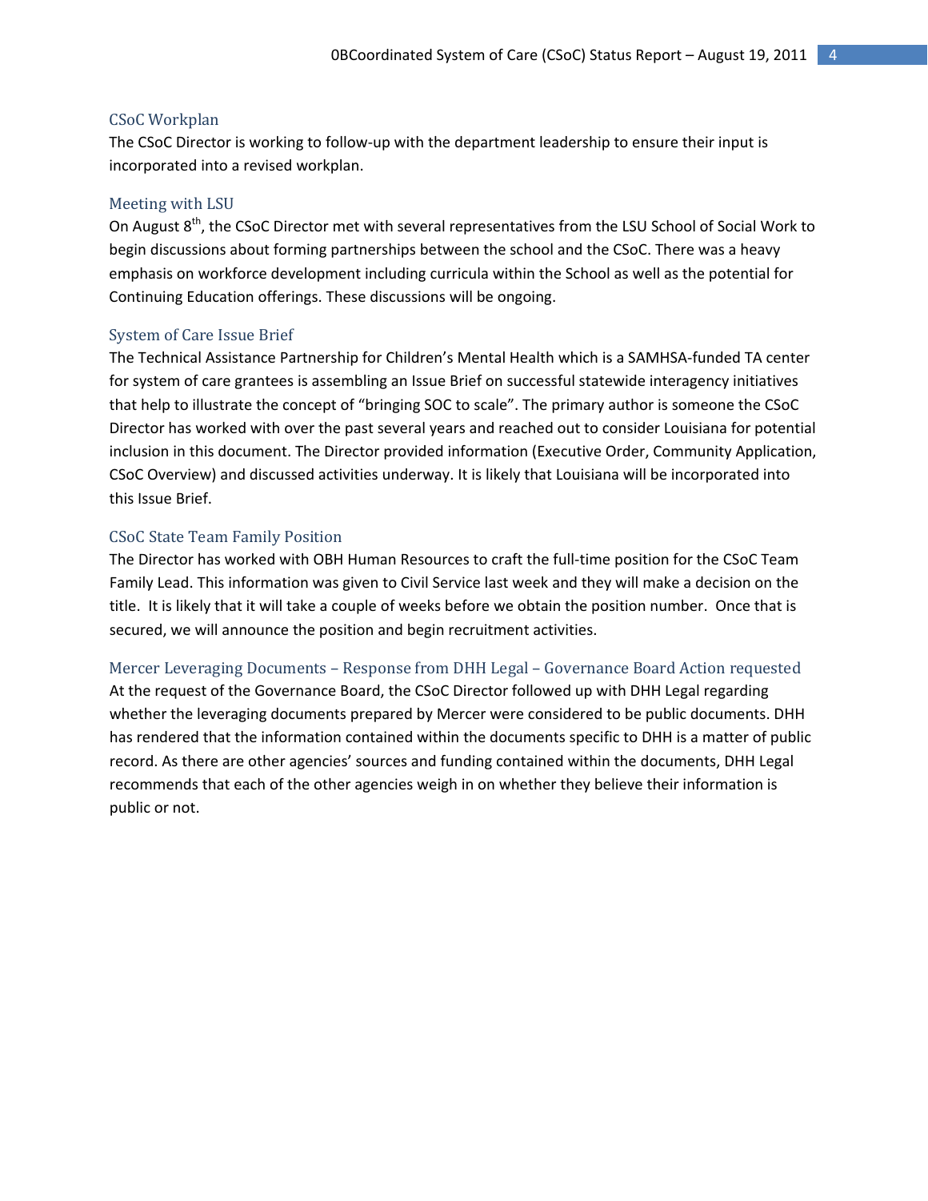## CSoC Workplan

The CSoC Director is working to follow-up with the department leadership to ensure their input is incorporated into a revised workplan.

## Meeting with LSU

On August 8th, the CSoC Director met with several representatives from the LSU School of Social Work to begin discussions about forming partnerships between the school and the CSoC. There was a heavy emphasis on workforce development including curricula within the School as well as the potential for Continuing Education offerings. These discussions will be ongoing.

## System of Care Issue Brief

The Technical Assistance Partnership for Children's Mental Health which is a SAMHSA-funded TA center for system of care grantees is assembling an Issue Brief on successful statewide interagency initiatives that help to illustrate the concept of "bringing SOC to scale". The primary author is someone the CSoC Director has worked with over the past several years and reached out to consider Louisiana for potential inclusion in this document. The Director provided information (Executive Order, Community Application, CSoC Overview) and discussed activities underway. It is likely that Louisiana will be incorporated into this Issue Brief.

## CSoC State Team Family Position

The Director has worked with OBH Human Resources to craft the full-time position for the CSoC Team Family Lead. This information was given to Civil Service last week and they will make a decision on the title. It is likely that it will take a couple of weeks before we obtain the position number. Once that is secured, we will announce the position and begin recruitment activities.

## Mercer Leveraging Documents – Response from DHH Legal – Governance Board Action requested

At the request of the Governance Board, the CSoC Director followed up with DHH Legal regarding whether the leveraging documents prepared by Mercer were considered to be public documents. DHH has rendered that the information contained within the documents specific to DHH is a matter of public record. As there are other agencies' sources and funding contained within the documents, DHH Legal recommends that each of the other agencies weigh in on whether they believe their information is public or not.